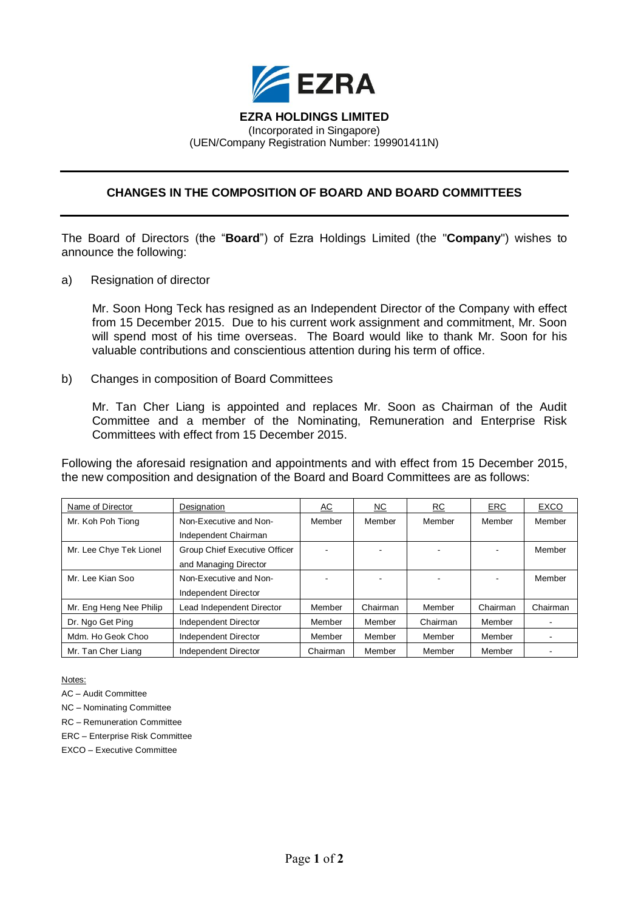**EZRA HOLDINGS LIMITED**
(Incorporated in Singapore)
(UEN/Company Registration Number: 199901411N)

## CHANGES IN THE COMPOSITION OF BOARD AND BOARD COMMITTEES

The Board of Directors (the "**Board**") of Ezra Holdings Limited (the "**Company**") wishes to announce the following:

a) Resignation of director

Mr. Soon Hong Teck has resigned as an Independent Director of the Company with effect from 15 December 2015. Due to his current work assignment and commitment, Mr. Soon will spend most of his time overseas. The Board would like to thank Mr. Soon for his valuable contributions and conscientious attention during his term of office.

b) Changes in composition of Board Committees

Mr. Tan Cher Liang is appointed and replaces Mr. Soon as Chairman of the Audit Committee and a member of the Nominating, Remuneration and Enterprise Risk Committees with effect from 15 December 2015.

Following the aforesaid resignation and appointments and with effect from 15 December 2015, the new composition and designation of the Board and Board Committees are as follows:

| Name of Director | Designation | AC | NC | RC | ERC | EXCO |
|---|---|---|---|---|---|---|
| Mr. Koh Poh Tiong | Non-Executive and Non-Independent Chairman | Member | Member | Member | Member | Member |
| Mr. Lee Chye Tek Lionel | Group Chief Executive Officer and Managing Director | - | - | - | - | Member |
| Mr. Lee Kian Soo | Non-Executive and Non-Independent Director | - | - | - | - | Member |
| Mr. Eng Heng Nee Philip | Lead Independent Director | Member | Chairman | Member | Chairman | Chairman |
| Dr. Ngo Get Ping | Independent Director | Member | Member | Chairman | Member | - |
| Mdm. Ho Geok Choo | Independent Director | Member | Member | Member | Member | - |
| Mr. Tan Cher Liang | Independent Director | Chairman | Member | Member | Member | - |

Notes:

AC – Audit Committee

NC – Nominating Committee

RC – Remuneration Committee

ERC – Enterprise Risk Committee

EXCO – Executive Committee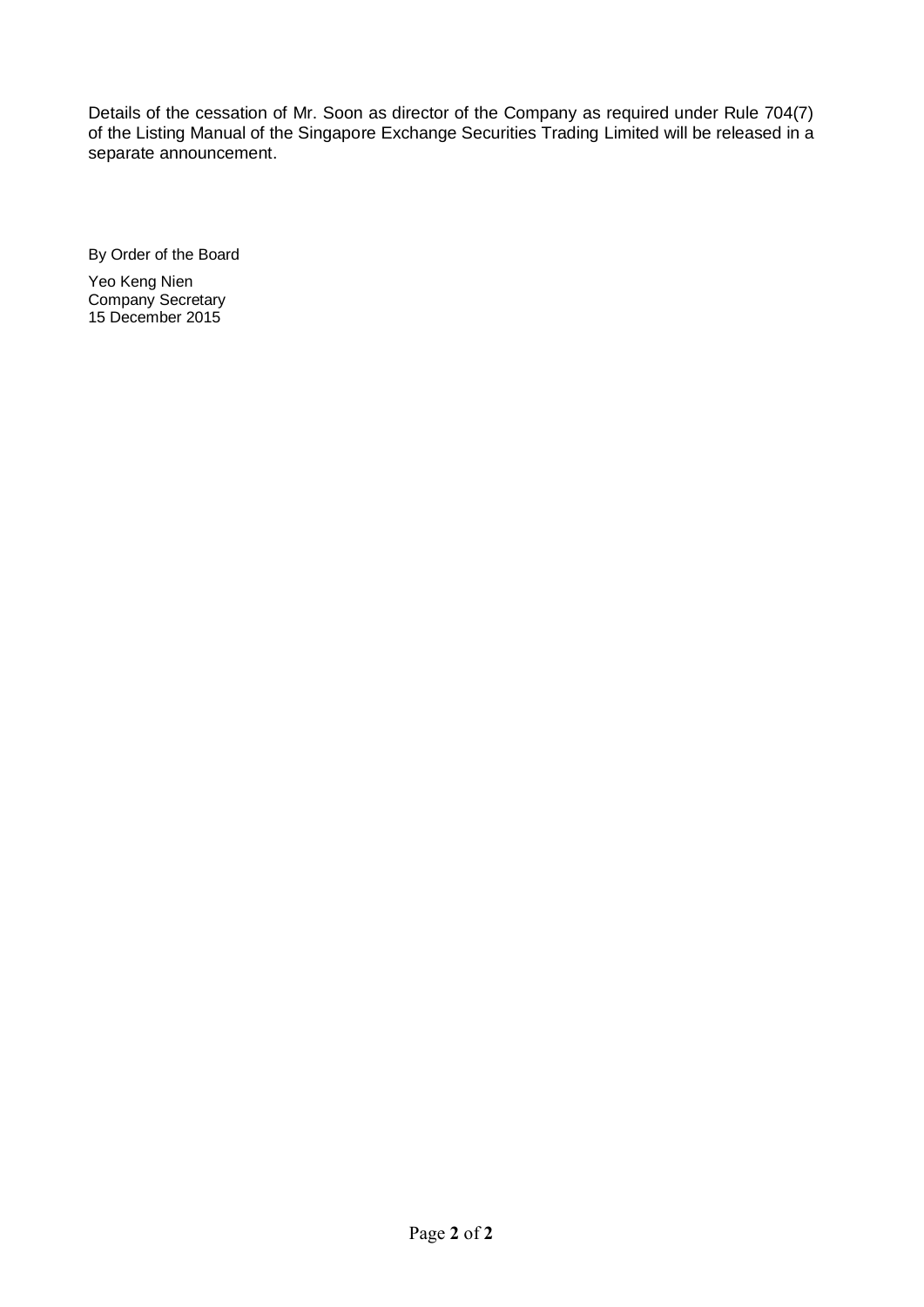Details of the cessation of Mr. Soon as director of the Company as required under Rule 704(7) of the Listing Manual of the Singapore Exchange Securities Trading Limited will be released in a separate announcement.

By Order of the Board

Yeo Keng Nien
Company Secretary
15 December 2015